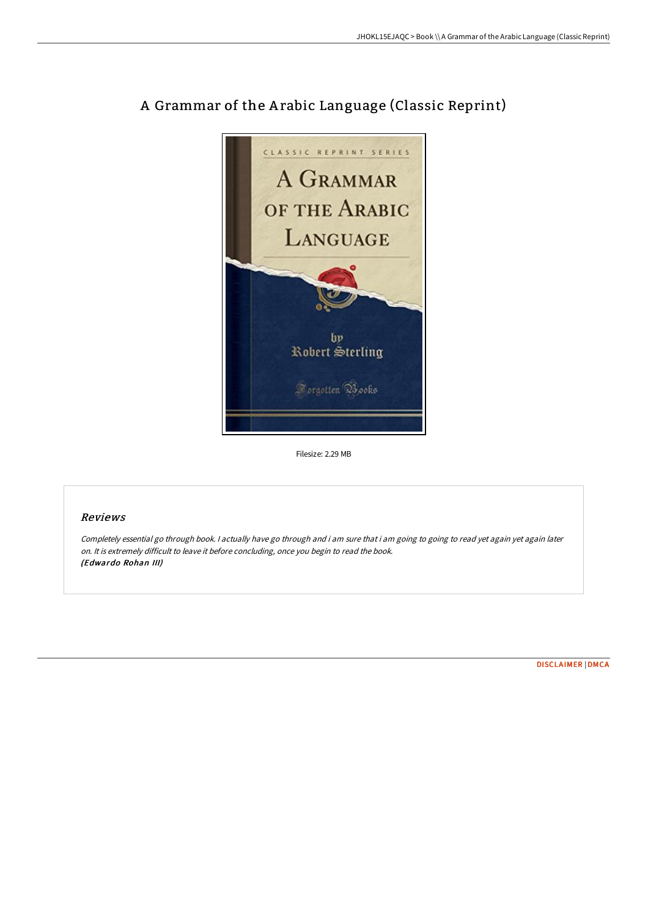# A Grammar of the Arabic Language (Classic Reprint)

Filesize: 2.29 MB

## Reviews

*Completely essential go through book. I actually have go through and i am sure that i am going to going to read yet again yet again later on. It is extremely difficult to leave it before concluding, once you begin to read the book.*
***(Edwardo Rohan III)***

DISCLAIMER | DMCA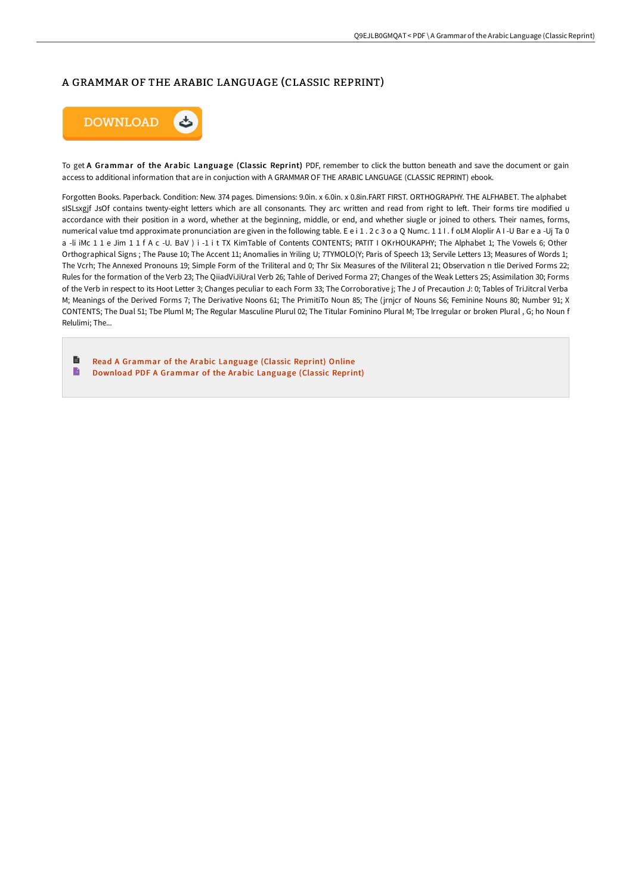# A GRAMMAR OF THE ARABIC LANGUAGE (CLASSIC REPRINT)

To get **A Grammar of the Arabic Language (Classic Reprint)** PDF, remember to click the button beneath and save the document or gain access to additional information that are in conjuction with A GRAMMAR OF THE ARABIC LANGUAGE (CLASSIC REPRINT) ebook.

Forgotten Books. Paperback. Condition: New. 374 pages. Dimensions: 9.0in. x 6.0in. x 0.8in.FART FIRST. ORTHOGRAPHY. THE ALFHABET. The alphabet sISLsxgjf JsOf contains twenty-eight letters which are all consonants. They arc written and read from right to left. Their forms tire modified u accordance with their position in a word, whether at the beginning, middle, or end, and whether siugle or joined to others. Their names, forms, numerical value tmd approximate pronunciation are given in the following table. E e i 1 . 2 c 3 o a Q Numc. 1 1 I . f oLM Aloplir A I -U Bar e a -Uj Ta 0 a -li iMc 1 1 e Jim 1 1 f A c -U. BaV ) i -1 i t TX KimTable of Contents CONTENTS; PATIT I OKrHOUKAPHY; The Alphabet 1; The Vowels 6; Other Orthographical Signs ; The Pause 10; The Accent 11; Anomalies in Yriling U; 7TYMOLO(Y; Paris of Speech 13; Servile Letters 13; Measures of Words 1; The Vcrh; The Annexed Pronouns 19; Simple Form of the Triliteral and 0; Thr Six Measures of the IViliteral 21; Observation n tlie Derived Forms 22; Rules for the formation of the Verb 23; The QiiadViJiUral Verb 26; Tahle of Derived Forma 27; Changes of the Weak Letters 2S; Assimilation 30; Forms of the Verb in respect to its Hoot Letter 3; Changes peculiar to each Form 33; The Corroborative j; The J of Precaution J: 0; Tables of TriJitcral Verba M; Meanings of the Derived Forms 7; The Derivative Noons 61; The PrimitiTo Noun 85; The (jrnjcr of Nouns S6; Feminine Nouns 80; Number 91; X CONTENTS; The Dual 51; Tbe Pluml M; The Regular Masculine Plurul 02; The Titular Fominino Plural M; Tbe Irregular or broken Plural , G; ho Noun f Relulimi; The...

- Read A Grammar of the Arabic Language (Classic Reprint) Online
- Download PDF A Grammar of the Arabic Language (Classic Reprint)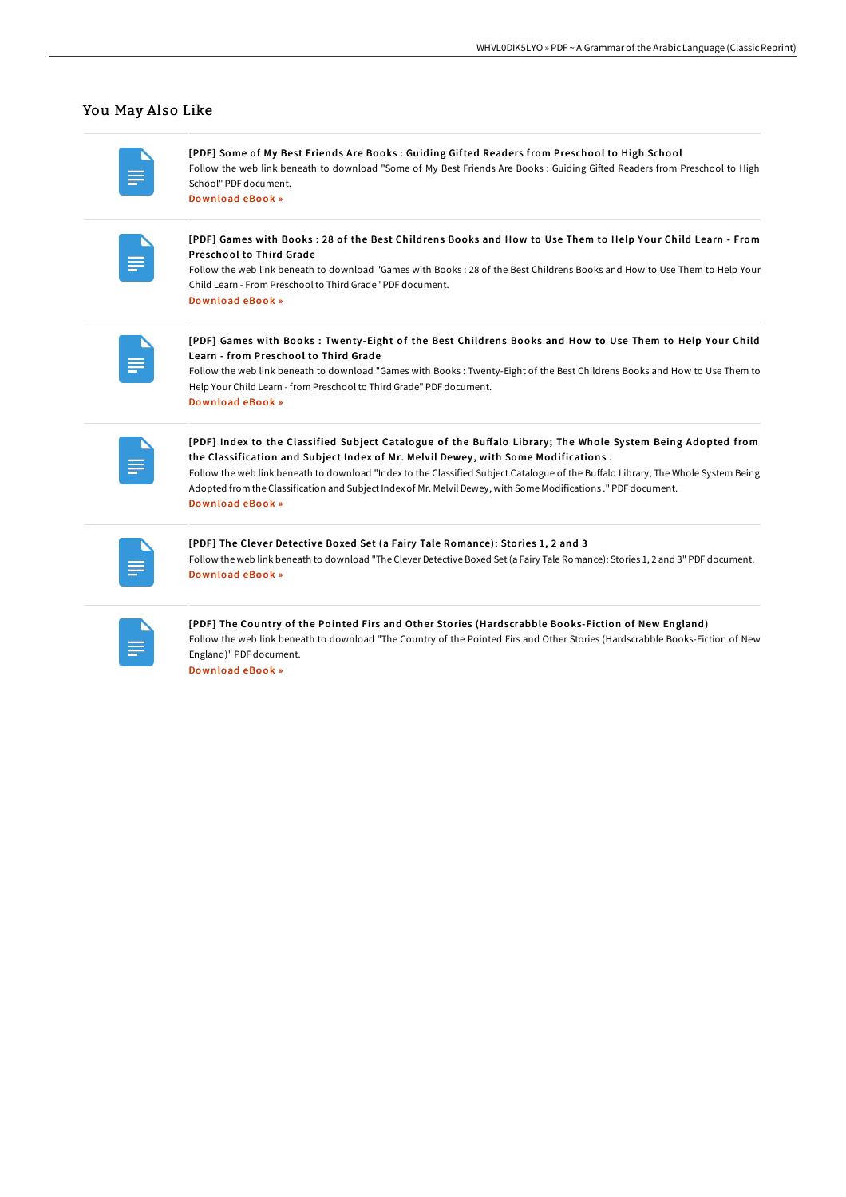## You May Also Like

**[PDF] Some of My Best Friends Are Books : Guiding Gifted Readers from Preschool to High School**

Follow the web link beneath to download "Some of My Best Friends Are Books : Guiding Gifted Readers from Preschool to High School" PDF document.

Download eBook »

**[PDF] Games with Books : 28 of the Best Childrens Books and How to Use Them to Help Your Child Learn - From Preschool to Third Grade**

Follow the web link beneath to download "Games with Books : 28 of the Best Childrens Books and How to Use Them to Help Your Child Learn - From Preschool to Third Grade" PDF document.

Download eBook »

**[PDF] Games with Books : Twenty-Eight of the Best Childrens Books and How to Use Them to Help Your Child Learn - from Preschool to Third Grade**

Follow the web link beneath to download "Games with Books : Twenty-Eight of the Best Childrens Books and How to Use Them to Help Your Child Learn - from Preschool to Third Grade" PDF document.

Download eBook »

**[PDF] Index to the Classified Subject Catalogue of the Buffalo Library; The Whole System Being Adopted from the Classification and Subject Index of Mr. Melvil Dewey, with Some Modifications .**

Follow the web link beneath to download "Index to the Classified Subject Catalogue of the Buffalo Library; The Whole System Being Adopted from the Classification and Subject Index of Mr. Melvil Dewey, with Some Modifications ." PDF document.

Download eBook »

**[PDF] The Clever Detective Boxed Set (a Fairy Tale Romance): Stories 1, 2 and 3**

Follow the web link beneath to download "The Clever Detective Boxed Set (a Fairy Tale Romance): Stories 1, 2 and 3" PDF document.

Download eBook »

**[PDF] The Country of the Pointed Firs and Other Stories (Hardscrabble Books-Fiction of New England)**

Follow the web link beneath to download "The Country of the Pointed Firs and Other Stories (Hardscrabble Books-Fiction of New England)" PDF document.

Download eBook »